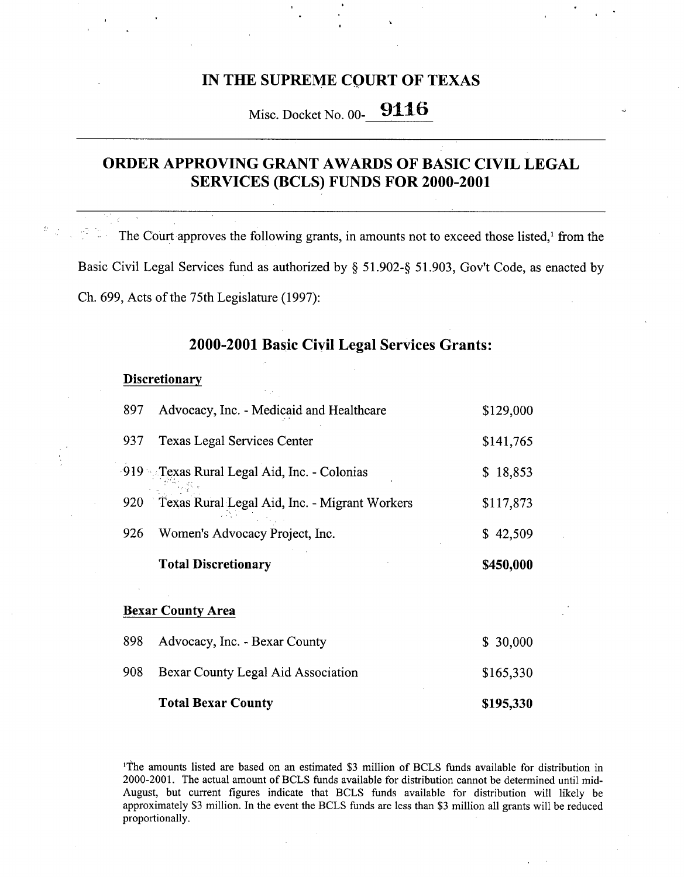# IN THE SUPREME COURT OF TEXAS

Misc. Docket No. 00-9116

## ORDER APPROVING GRANT AWARDS OF BASIC CIVIL LEGAL SERVICES (BCLS) FUNDS FOR 2000-2001

The Court approves the following grants, in amounts not to exceed those listed,[1] from the Basic Civil Legal Services fund as authorized by § 51.902-§ 51.903, Gov't Code, as enacted by Ch. 699, Acts of the 75th Legislature (1997):

### 2000-2001 Basic Civil Legal Services Grants:

**Discretionary**

| | | |
|---|---|---|
| 897 | Advocacy, Inc. - Medicaid and Healthcare | $129,000 |
| 937 | Texas Legal Services Center | $141,765 |
| 919 | Texas Rural Legal Aid, Inc. - Colonias | $ 18,853 |
| 920 | Texas Rural Legal Aid, Inc. - Migrant Workers | $117,873 |
| 926 | Women's Advocacy Project, Inc. | $ 42,509 |
| | **Total Discretionary** | **$450,000** |

**Bexar County Area**

| | | |
|---|---|---|
| 898 | Advocacy, Inc. - Bexar County | $ 30,000 |
| 908 | Bexar County Legal Aid Association | $165,330 |
| | **Total Bexar County** | **$195,330** |

[1]The amounts listed are based on an estimated $3 million of BCLS funds available for distribution in 2000-2001. The actual amount of BCLS funds available for distribution cannot be determined until mid-August, but current figures indicate that BCLS funds available for distribution will likely be approximately $3 million. In the event the BCLS funds are less than $3 million all grants will be reduced proportionally.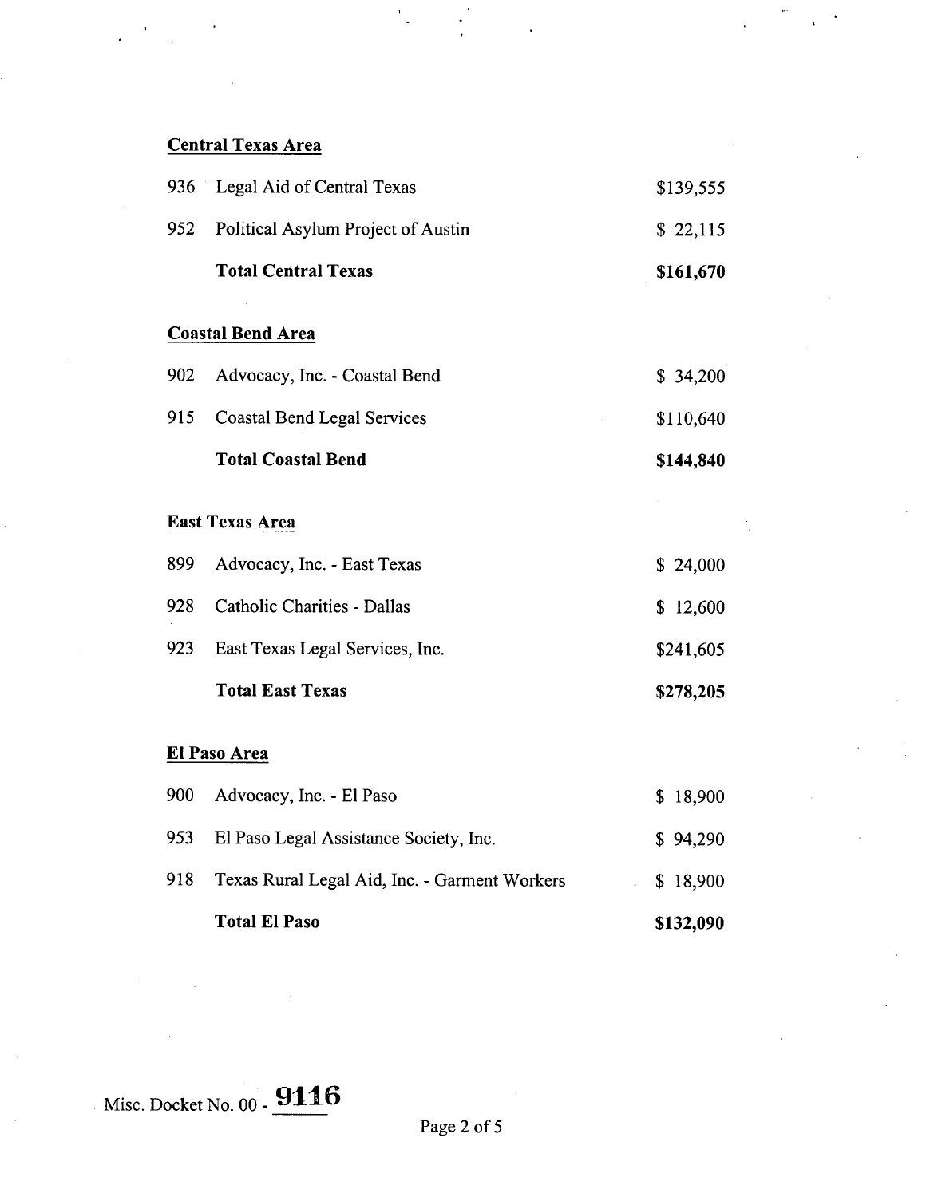**Central Texas Area**

| | | |
|---|---|---|
| 936 | Legal Aid of Central Texas | $139,555 |
| 952 | Political Asylum Project of Austin | $ 22,115 |
| | **Total Central Texas** | **$161,670** |

**Coastal Bend Area**

| | | |
|---|---|---|
| 902 | Advocacy, Inc. - Coastal Bend | $ 34,200 |
| 915 | Coastal Bend Legal Services | $110,640 |
| | **Total Coastal Bend** | **$144,840** |

**East Texas Area**

| | | |
|---|---|---|
| 899 | Advocacy, Inc. - East Texas | $ 24,000 |
| 928 | Catholic Charities - Dallas | $ 12,600 |
| 923 | East Texas Legal Services, Inc. | $241,605 |
| | **Total East Texas** | **$278,205** |

**El Paso Area**

| | | |
|---|---|---|
| 900 | Advocacy, Inc. - El Paso | $ 18,900 |
| 953 | El Paso Legal Assistance Society, Inc. | $ 94,290 |
| 918 | Texas Rural Legal Aid, Inc. - Garment Workers | $ 18,900 |
| | **Total El Paso** | **$132,090** |

Misc. Docket No. 00 - 9116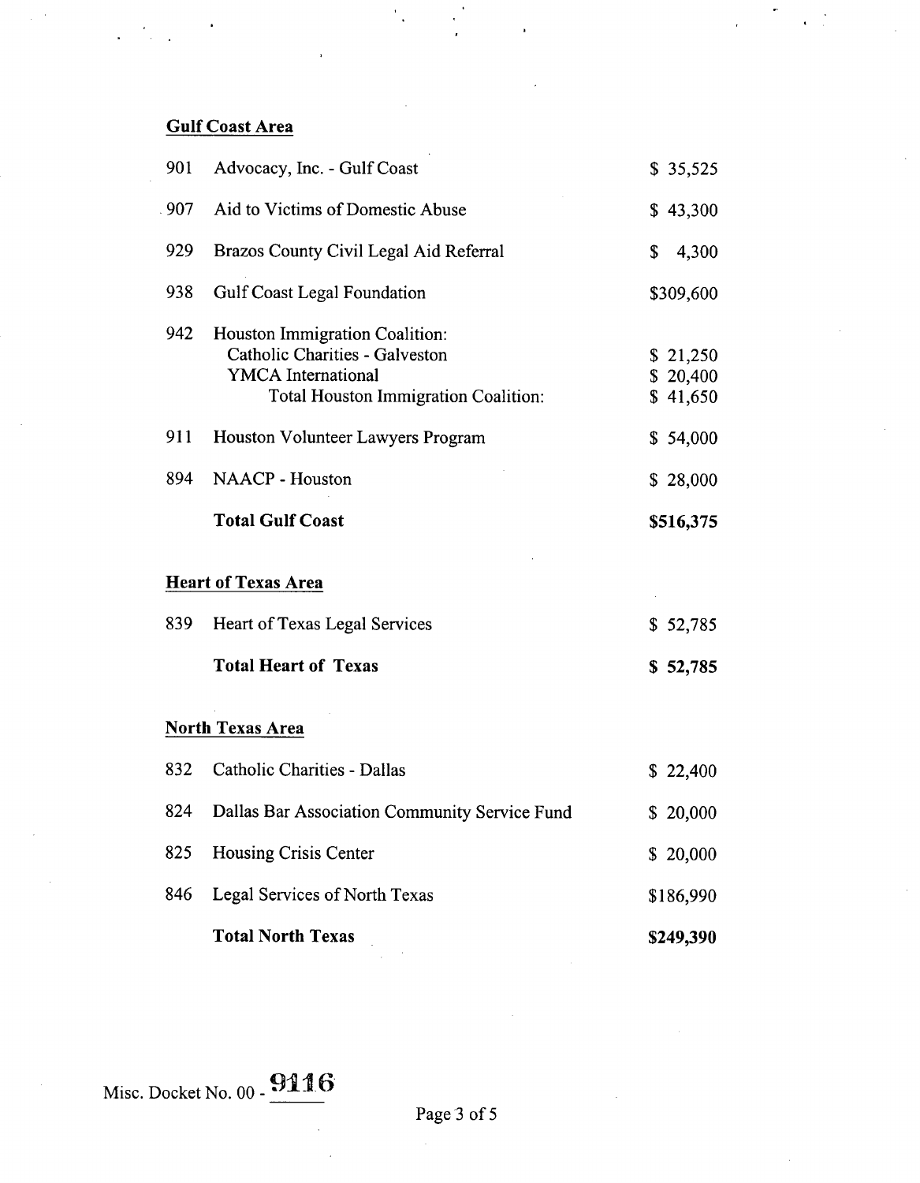**Gulf Coast Area**

| | | |
|---|---|---|
| 901 | Advocacy, Inc. - Gulf Coast | $ 35,525 |
| 907 | Aid to Victims of Domestic Abuse | $ 43,300 |
| 929 | Brazos County Civil Legal Aid Referral | $ 4,300 |
| 938 | Gulf Coast Legal Foundation | $309,600 |
| 942 | Houston Immigration Coalition: | |
| | Catholic Charities - Galveston | $ 21,250 |
| | YMCA International | $ 20,400 |
| | Total Houston Immigration Coalition: | $ 41,650 |
| 911 | Houston Volunteer Lawyers Program | $ 54,000 |
| 894 | NAACP - Houston | $ 28,000 |
| | **Total Gulf Coast** | **$516,375** |

**Heart of Texas Area**

| | | |
|---|---|---|
| 839 | Heart of Texas Legal Services | $ 52,785 |
| | **Total Heart of Texas** | **$ 52,785** |

**North Texas Area**

| | | |
|---|---|---|
| 832 | Catholic Charities - Dallas | $ 22,400 |
| 824 | Dallas Bar Association Community Service Fund | $ 20,000 |
| 825 | Housing Crisis Center | $ 20,000 |
| 846 | Legal Services of North Texas | $186,990 |
| | **Total North Texas** | **$249,390** |

Misc. Docket No. 00 - 9116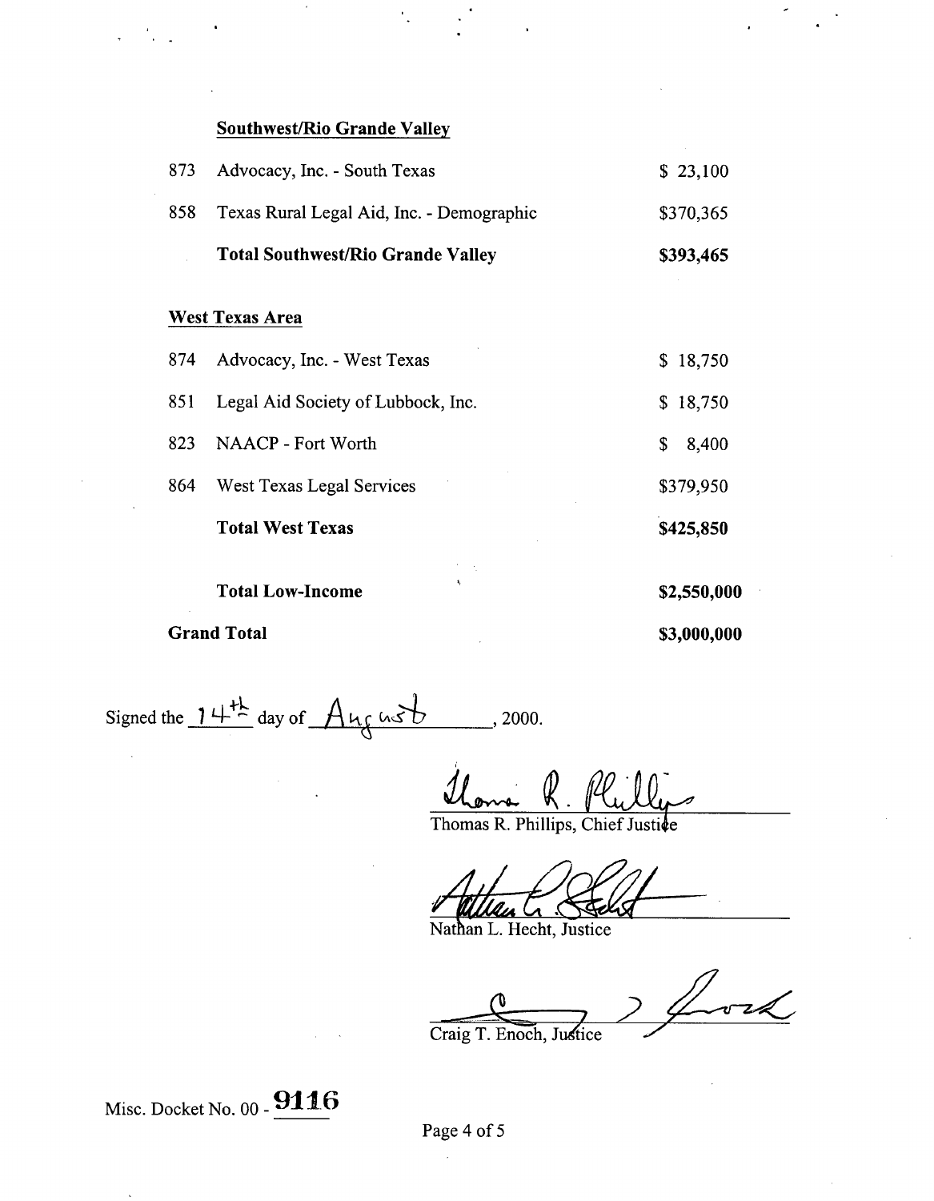**Southwest/Rio Grande Valley**

| | | |
|---|---|---|
| 873 | Advocacy, Inc. - South Texas | $ 23,100 |
| 858 | Texas Rural Legal Aid, Inc. - Demographic | $370,365 |
| | **Total Southwest/Rio Grande Valley** | **$393,465** |

**West Texas Area**

| | | |
|---|---|---|
| 874 | Advocacy, Inc. - West Texas | $ 18,750 |
| 851 | Legal Aid Society of Lubbock, Inc. | $ 18,750 |
| 823 | NAACP - Fort Worth | $ 8,400 |
| 864 | West Texas Legal Services | $379,950 |
| | **Total West Texas** | **$425,850** |
| | **Total Low-Income** | **$2,550,000** |
| **Grand Total** | | **$3,000,000** |

Signed the 14th day of August, 2000.

Thomas R. Phillips, Chief Justice

Nathan L. Hecht, Justice

Craig T. Enoch, Justice

Misc. Docket No. 00 - 9116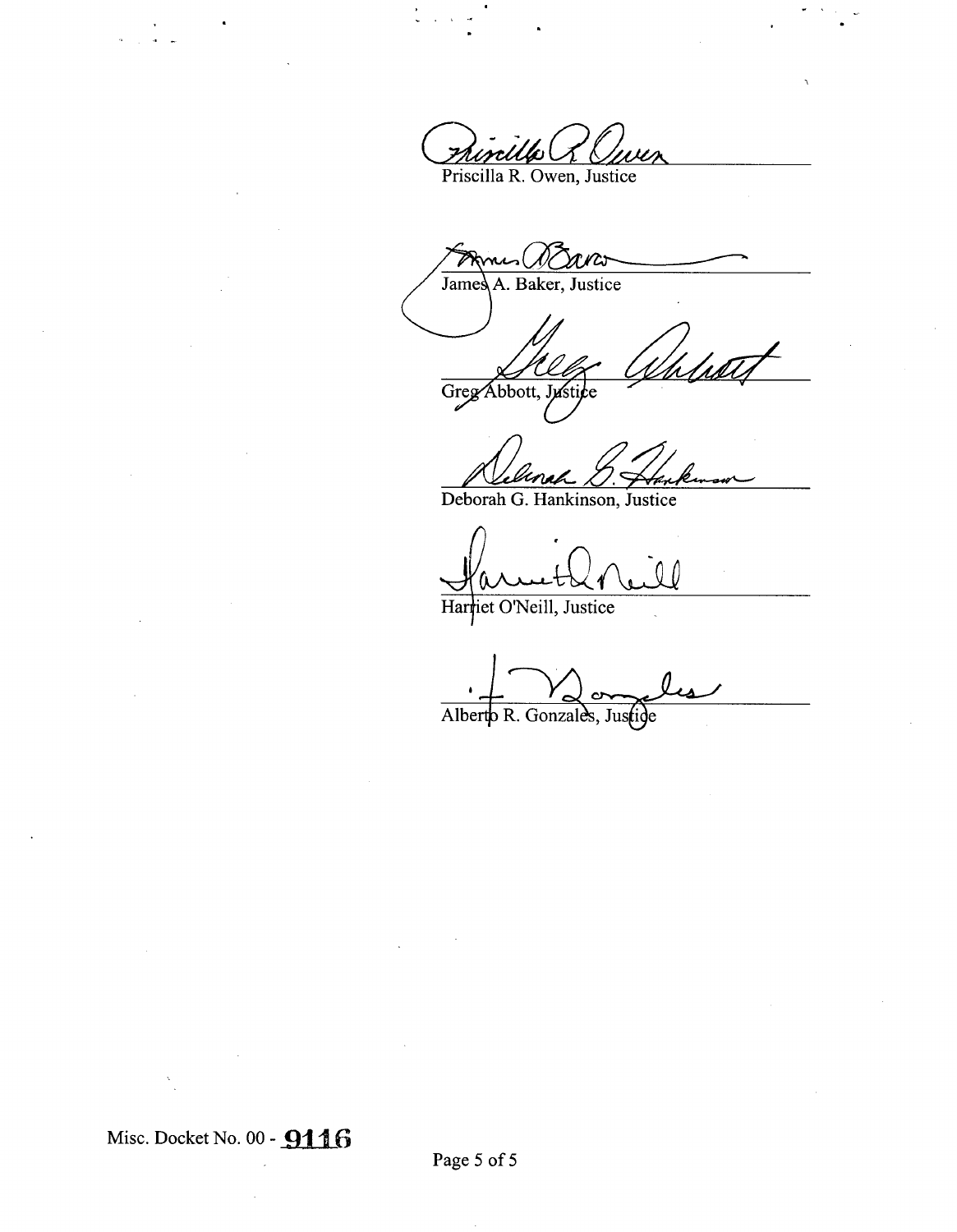Priscilla R. Owen, Justice

James A. Baker, Justice

Greg Abbott, Justice

Deborah G. Hankinson, Justice

Harriet O'Neill, Justice

Alberto R. Gonzales, Justice

Misc. Docket No. 00 - 9116